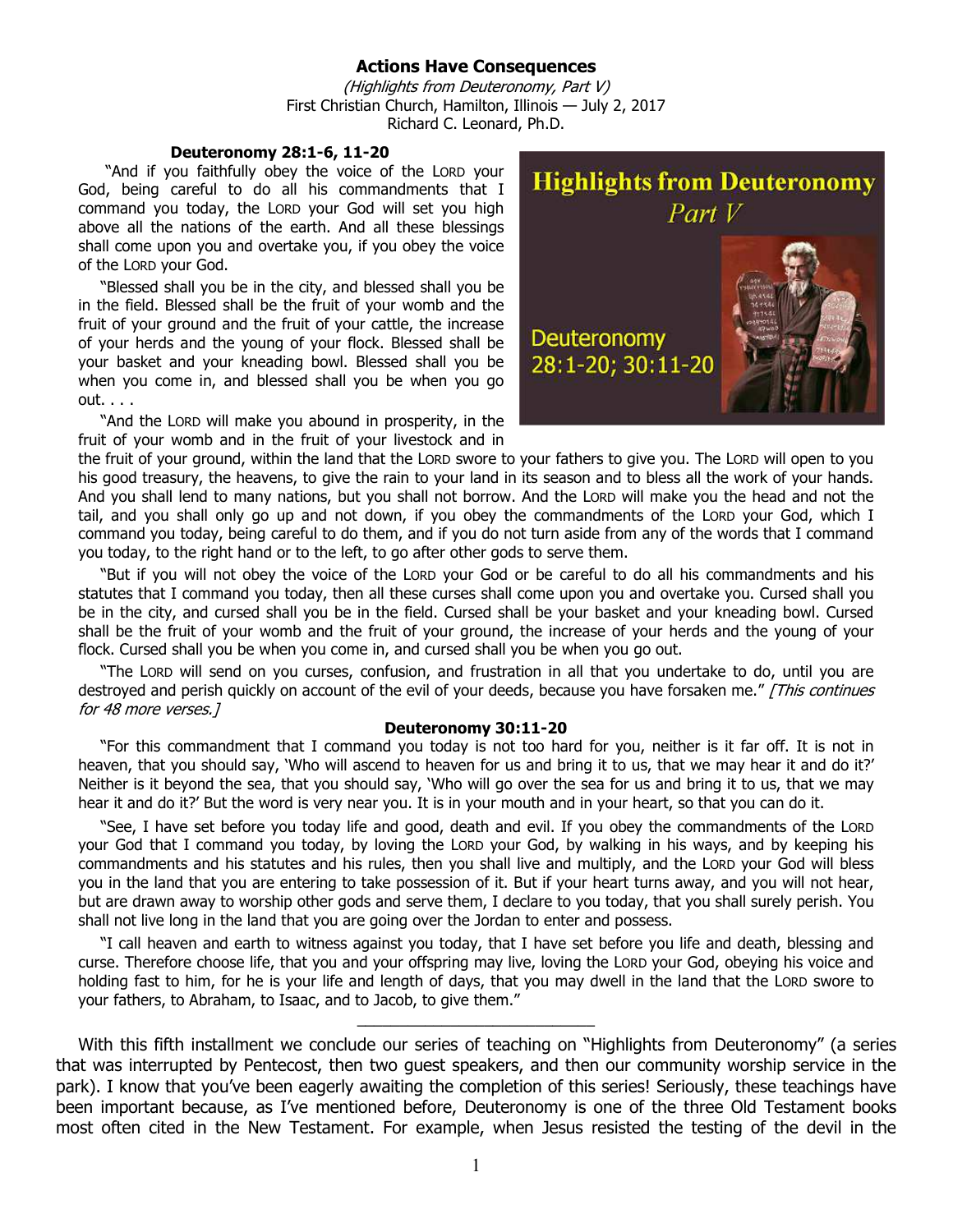# Actions Have Consequences

*(Highlights from Deuteronomy, Part V)*
First Christian Church, Hamilton, Illinois — July 2, 2017
Richard C. Leonard, Ph.D.

### Deuteronomy 28:1-6, 11-20

"And if you faithfully obey the voice of the LORD your God, being careful to do all his commandments that I command you today, the LORD your God will set you high above all the nations of the earth. And all these blessings shall come upon you and overtake you, if you obey the voice of the LORD your God.

"Blessed shall you be in the city, and blessed shall you be in the field. Blessed shall be the fruit of your womb and the fruit of your ground and the fruit of your cattle, the increase of your herds and the young of your flock. Blessed shall be your basket and your kneading bowl. Blessed shall you be when you come in, and blessed shall you be when you go out. . . .

"And the LORD will make you abound in prosperity, in the fruit of your womb and in the fruit of your livestock and in the fruit of your ground, within the land that the LORD swore to your fathers to give you. The LORD will open to you his good treasury, the heavens, to give the rain to your land in its season and to bless all the work of your hands. And you shall lend to many nations, but you shall not borrow. And the LORD will make you the head and not the tail, and you shall only go up and not down, if you obey the commandments of the LORD your God, which I command you today, being careful to do them, and if you do not turn aside from any of the words that I command you today, to the right hand or to the left, to go after other gods to serve them.

"But if you will not obey the voice of the LORD your God or be careful to do all his commandments and his statutes that I command you today, then all these curses shall come upon you and overtake you. Cursed shall you be in the city, and cursed shall you be in the field. Cursed shall be your basket and your kneading bowl. Cursed shall be the fruit of your womb and the fruit of your ground, the increase of your herds and the young of your flock. Cursed shall you be when you come in, and cursed shall you be when you go out.

"The LORD will send on you curses, confusion, and frustration in all that you undertake to do, until you are destroyed and perish quickly on account of the evil of your deeds, because you have forsaken me." *[This continues for 48 more verses.]*

### Deuteronomy 30:11-20

"For this commandment that I command you today is not too hard for you, neither is it far off. It is not in heaven, that you should say, 'Who will ascend to heaven for us and bring it to us, that we may hear it and do it?' Neither is it beyond the sea, that you should say, 'Who will go over the sea for us and bring it to us, that we may hear it and do it?' But the word is very near you. It is in your mouth and in your heart, so that you can do it.

"See, I have set before you today life and good, death and evil. If you obey the commandments of the LORD your God that I command you today, by loving the LORD your God, by walking in his ways, and by keeping his commandments and his statutes and his rules, then you shall live and multiply, and the LORD your God will bless you in the land that you are entering to take possession of it. But if your heart turns away, and you will not hear, but are drawn away to worship other gods and serve them, I declare to you today, that you shall surely perish. You shall not live long in the land that you are going over the Jordan to enter and possess.

"I call heaven and earth to witness against you today, that I have set before you life and death, blessing and curse. Therefore choose life, that you and your offspring may live, loving the LORD your God, obeying his voice and holding fast to him, for he is your life and length of days, that you may dwell in the land that the LORD swore to your fathers, to Abraham, to Isaac, and to Jacob, to give them."

---

With this fifth installment we conclude our series of teaching on "Highlights from Deuteronomy" (a series that was interrupted by Pentecost, then two guest speakers, and then our community worship service in the park). I know that you've been eagerly awaiting the completion of this series! Seriously, these teachings have been important because, as I've mentioned before, Deuteronomy is one of the three Old Testament books most often cited in the New Testament. For example, when Jesus resisted the testing of the devil in the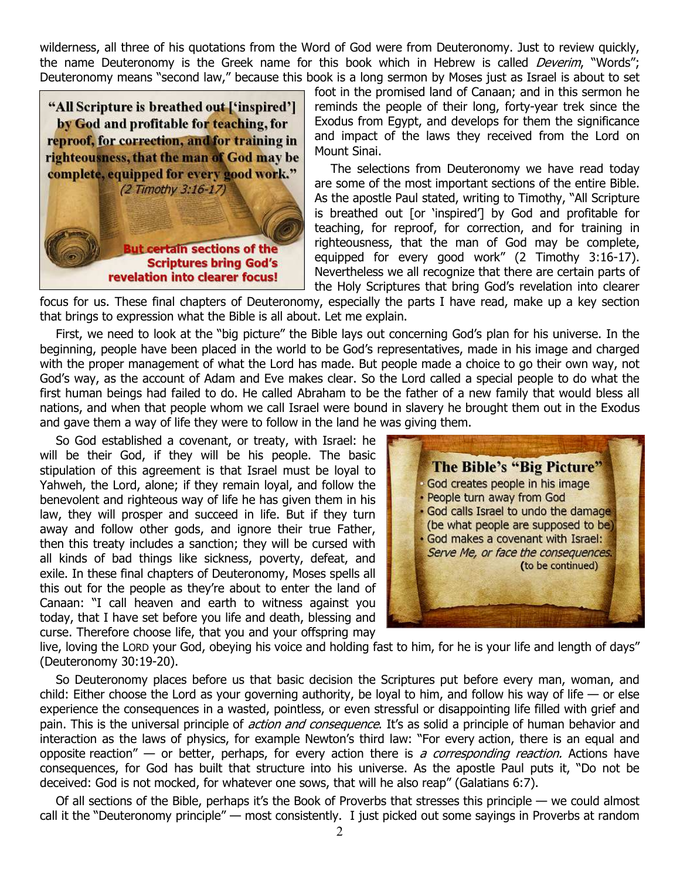wilderness, all three of his quotations from the Word of God were from Deuteronomy. Just to review quickly, the name Deuteronomy is the Greek name for this book which in Hebrew is called *Deverim*, "Words"; Deuteronomy means "second law," because this book is a long sermon by Moses just as Israel is about to set foot in the promised land of Canaan; and in this sermon he reminds the people of their long, forty-year trek since the Exodus from Egypt, and develops for them the significance and impact of the laws they received from the Lord on Mount Sinai.

**"All Scripture is breathed out ['inspired'] by God and profitable for teaching, for reproof, for correction, and for training in righteousness, that the man of God may be complete, equipped for every good work."** *(2 Timothy 3:16-17)*

**But certain sections of the Scriptures bring God's revelation into clearer focus!**

The selections from Deuteronomy we have read today are some of the most important sections of the entire Bible. As the apostle Paul stated, writing to Timothy, "All Scripture is breathed out [or 'inspired'] by God and profitable for teaching, for reproof, for correction, and for training in righteousness, that the man of God may be complete, equipped for every good work" (2 Timothy 3:16-17). Nevertheless we all recognize that there are certain parts of the Holy Scriptures that bring God's revelation into clearer focus for us. These final chapters of Deuteronomy, especially the parts I have read, make up a key section that brings to expression what the Bible is all about. Let me explain.

First, we need to look at the "big picture" the Bible lays out concerning God's plan for his universe. In the beginning, people have been placed in the world to be God's representatives, made in his image and charged with the proper management of what the Lord has made. But people made a choice to go their own way, not God's way, as the account of Adam and Eve makes clear. So the Lord called a special people to do what the first human beings had failed to do. He called Abraham to be the father of a new family that would bless all nations, and when that people whom we call Israel were bound in slavery he brought them out in the Exodus and gave them a way of life they were to follow in the land he was giving them.

**The Bible's "Big Picture"**

- God creates people in his image
- People turn away from God
- God calls Israel to undo the damage (be what people are supposed to be)
- God makes a covenant with Israel: *Serve Me, or face the consequences.*

(to be continued)

So God established a covenant, or treaty, with Israel: he will be their God, if they will be his people. The basic stipulation of this agreement is that Israel must be loyal to Yahweh, the Lord, alone; if they remain loyal, and follow the benevolent and righteous way of life he has given them in his law, they will prosper and succeed in life. But if they turn away and follow other gods, and ignore their true Father, then this treaty includes a sanction; they will be cursed with all kinds of bad things like sickness, poverty, defeat, and exile. In these final chapters of Deuteronomy, Moses spells all this out for the people as they're about to enter the land of Canaan: "I call heaven and earth to witness against you today, that I have set before you life and death, blessing and curse. Therefore choose life, that you and your offspring may live, loving the LORD your God, obeying his voice and holding fast to him, for he is your life and length of days" (Deuteronomy 30:19-20).

So Deuteronomy places before us that basic decision the Scriptures put before every man, woman, and child: Either choose the Lord as your governing authority, be loyal to him, and follow his way of life — or else experience the consequences in a wasted, pointless, or even stressful or disappointing life filled with grief and pain. This is the universal principle of *action and consequence*. It's as solid a principle of human behavior and interaction as the laws of physics, for example Newton's third law: "For every action, there is an equal and opposite reaction" — or better, perhaps, for every action there is *a corresponding reaction.* Actions have consequences, for God has built that structure into his universe. As the apostle Paul puts it, "Do not be deceived: God is not mocked, for whatever one sows, that will he also reap" (Galatians 6:7).

Of all sections of the Bible, perhaps it's the Book of Proverbs that stresses this principle — we could almost call it the "Deuteronomy principle" — most consistently. I just picked out some sayings in Proverbs at random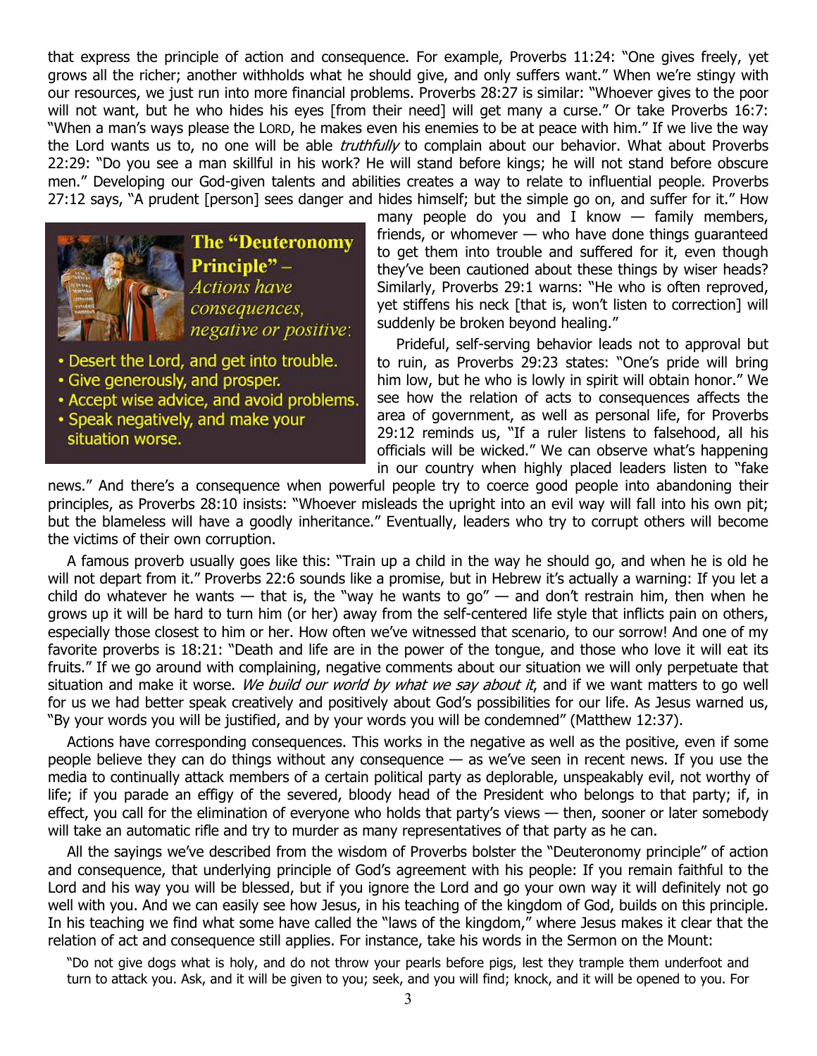that express the principle of action and consequence. For example, Proverbs 11:24: "One gives freely, yet grows all the richer; another withholds what he should give, and only suffers want." When we're stingy with our resources, we just run into more financial problems. Proverbs 28:27 is similar: "Whoever gives to the poor will not want, but he who hides his eyes [from their need] will get many a curse." Or take Proverbs 16:7: "When a man's ways please the LORD, he makes even his enemies to be at peace with him." If we live the way the Lord wants us to, no one will be able *truthfully* to complain about our behavior. What about Proverbs 22:29: "Do you see a man skillful in his work? He will stand before kings; he will not stand before obscure men." Developing our God-given talents and abilities creates a way to relate to influential people. Proverbs 27:12 says, "A prudent [person] sees danger and hides himself; but the simple go on, and suffer for it." How many people do you and I know — family members, friends, or whomever — who have done things guaranteed to get them into trouble and suffered for it, even though they've been cautioned about these things by wiser heads? Similarly, Proverbs 29:1 warns: "He who is often reproved, yet stiffens his neck [that is, won't listen to correction] will suddenly be broken beyond healing."

**The "Deuteronomy Principle"** – *Actions have consequences, negative or positive:*

- Desert the Lord, and get into trouble.
- Give generously, and prosper.
- Accept wise advice, and avoid problems.
- Speak negatively, and make your situation worse.

Prideful, self-serving behavior leads not to approval but to ruin, as Proverbs 29:23 states: "One's pride will bring him low, but he who is lowly in spirit will obtain honor." We see how the relation of acts to consequences affects the area of government, as well as personal life, for Proverbs 29:12 reminds us, "If a ruler listens to falsehood, all his officials will be wicked." We can observe what's happening in our country when highly placed leaders listen to "fake news." And there's a consequence when powerful people try to coerce good people into abandoning their principles, as Proverbs 28:10 insists: "Whoever misleads the upright into an evil way will fall into his own pit; but the blameless will have a goodly inheritance." Eventually, leaders who try to corrupt others will become the victims of their own corruption.

A famous proverb usually goes like this: "Train up a child in the way he should go, and when he is old he will not depart from it." Proverbs 22:6 sounds like a promise, but in Hebrew it's actually a warning: If you let a child do whatever he wants — that is, the "way he wants to go" — and don't restrain him, then when he grows up it will be hard to turn him (or her) away from the self-centered life style that inflicts pain on others, especially those closest to him or her. How often we've witnessed that scenario, to our sorrow! And one of my favorite proverbs is 18:21: "Death and life are in the power of the tongue, and those who love it will eat its fruits." If we go around with complaining, negative comments about our situation we will only perpetuate that situation and make it worse. *We build our world by what we say about it*, and if we want matters to go well for us we had better speak creatively and positively about God's possibilities for our life. As Jesus warned us, "By your words you will be justified, and by your words you will be condemned" (Matthew 12:37).

Actions have corresponding consequences. This works in the negative as well as the positive, even if some people believe they can do things without any consequence — as we've seen in recent news. If you use the media to continually attack members of a certain political party as deplorable, unspeakably evil, not worthy of life; if you parade an effigy of the severed, bloody head of the President who belongs to that party; if, in effect, you call for the elimination of everyone who holds that party's views — then, sooner or later somebody will take an automatic rifle and try to murder as many representatives of that party as he can.

All the sayings we've described from the wisdom of Proverbs bolster the "Deuteronomy principle" of action and consequence, that underlying principle of God's agreement with his people: If you remain faithful to the Lord and his way you will be blessed, but if you ignore the Lord and go your own way it will definitely not go well with you. And we can easily see how Jesus, in his teaching of the kingdom of God, builds on this principle. In his teaching we find what some have called the "laws of the kingdom," where Jesus makes it clear that the relation of act and consequence still applies. For instance, take his words in the Sermon on the Mount:

> "Do not give dogs what is holy, and do not throw your pearls before pigs, lest they trample them underfoot and turn to attack you. Ask, and it will be given to you; seek, and you will find; knock, and it will be opened to you. For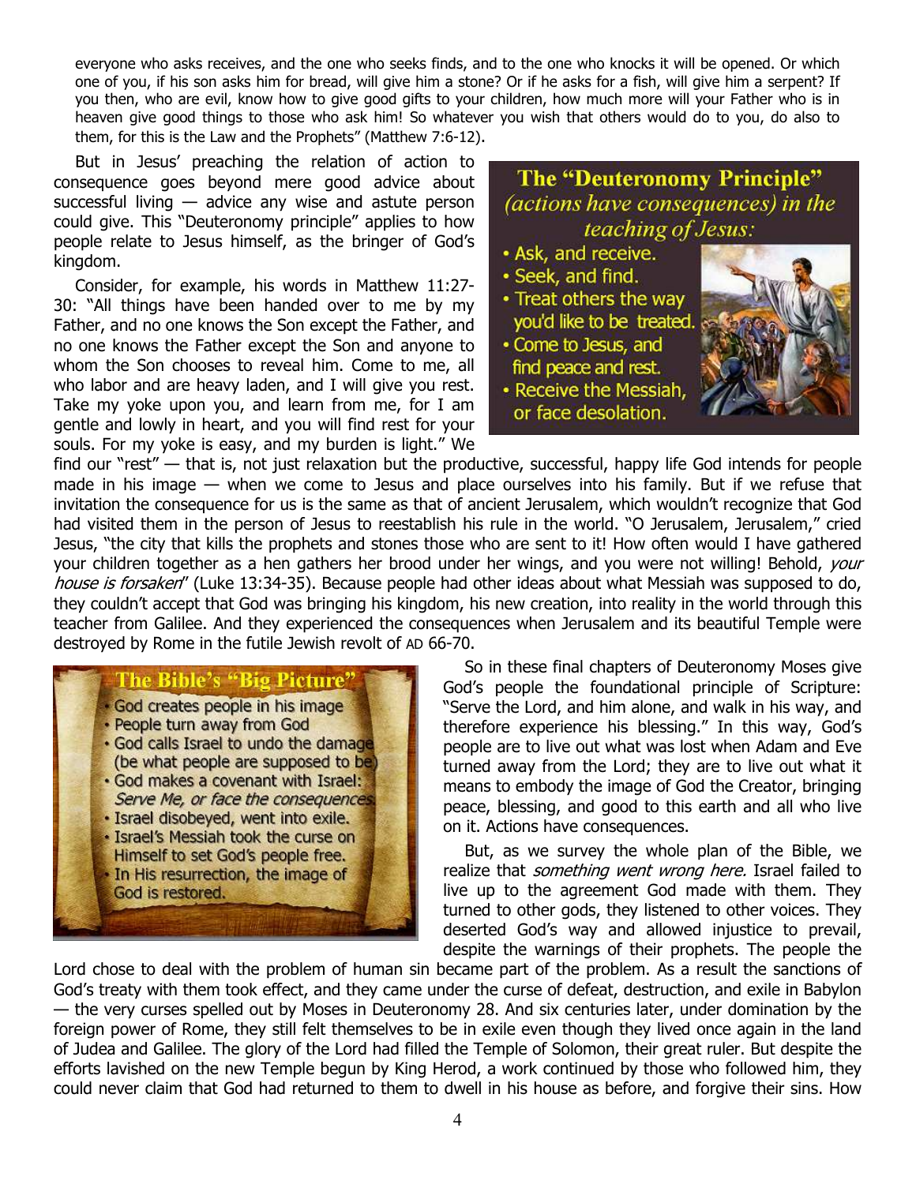everyone who asks receives, and the one who seeks finds, and to the one who knocks it will be opened. Or which one of you, if his son asks him for bread, will give him a stone? Or if he asks for a fish, will give him a serpent? If you then, who are evil, know how to give good gifts to your children, how much more will your Father who is in heaven give good things to those who ask him! So whatever you wish that others would do to you, do also to them, for this is the Law and the Prophets" (Matthew 7:6-12).

But in Jesus' preaching the relation of action to consequence goes beyond mere good advice about successful living — advice any wise and astute person could give. This "Deuteronomy principle" applies to how people relate to Jesus himself, as the bringer of God's kingdom.

Consider, for example, his words in Matthew 11:27-30: "All things have been handed over to me by my Father, and no one knows the Son except the Father, and no one knows the Father except the Son and anyone to whom the Son chooses to reveal him. Come to me, all who labor and are heavy laden, and I will give you rest. Take my yoke upon you, and learn from me, for I am gentle and lowly in heart, and you will find rest for your souls. For my yoke is easy, and my burden is light." We find our "rest" — that is, not just relaxation but the productive, successful, happy life God intends for people made in his image — when we come to Jesus and place ourselves into his family. But if we refuse that invitation the consequence for us is the same as that of ancient Jerusalem, which wouldn't recognize that God had visited them in the person of Jesus to reestablish his rule in the world. "O Jerusalem, Jerusalem," cried Jesus, "the city that kills the prophets and stones those who are sent to it! How often would I have gathered your children together as a hen gathers her brood under her wings, and you were not willing! Behold, *your house is forsaken*" (Luke 13:34-35). Because people had other ideas about what Messiah was supposed to do, they couldn't accept that God was bringing his kingdom, his new creation, into reality in the world through this teacher from Galilee. And they experienced the consequences when Jerusalem and its beautiful Temple were destroyed by Rome in the futile Jewish revolt of AD 66-70.

**The "Deuteronomy Principle"** *(actions have consequences) in the teaching of Jesus:*

- Ask, and receive.
- Seek, and find.
- Treat others the way you'd like to be treated.
- Come to Jesus, and find peace and rest.
- Receive the Messiah, or face desolation.

**The Bible's "Big Picture"**

- God creates people in his image
- People turn away from God
- God calls Israel to undo the damage (be what people are supposed to be)
- God makes a covenant with Israel: *Serve Me, or face the consequences.*
- Israel disobeyed, went into exile.
- Israel's Messiah took the curse on Himself to set God's people free.
- In His resurrection, the image of God is restored.

So in these final chapters of Deuteronomy Moses give God's people the foundational principle of Scripture: "Serve the Lord, and him alone, and walk in his way, and therefore experience his blessing." In this way, God's people are to live out what was lost when Adam and Eve turned away from the Lord; they are to live out what it means to embody the image of God the Creator, bringing peace, blessing, and good to this earth and all who live on it. Actions have consequences.

But, as we survey the whole plan of the Bible, we realize that *something went wrong here.* Israel failed to live up to the agreement God made with them. They turned to other gods, they listened to other voices. They deserted God's way and allowed injustice to prevail, despite the warnings of their prophets. The people the Lord chose to deal with the problem of human sin became part of the problem. As a result the sanctions of God's treaty with them took effect, and they came under the curse of defeat, destruction, and exile in Babylon — the very curses spelled out by Moses in Deuteronomy 28. And six centuries later, under domination by the foreign power of Rome, they still felt themselves to be in exile even though they lived once again in the land of Judea and Galilee. The glory of the Lord had filled the Temple of Solomon, their great ruler. But despite the efforts lavished on the new Temple begun by King Herod, a work continued by those who followed him, they could never claim that God had returned to them to dwell in his house as before, and forgive their sins. How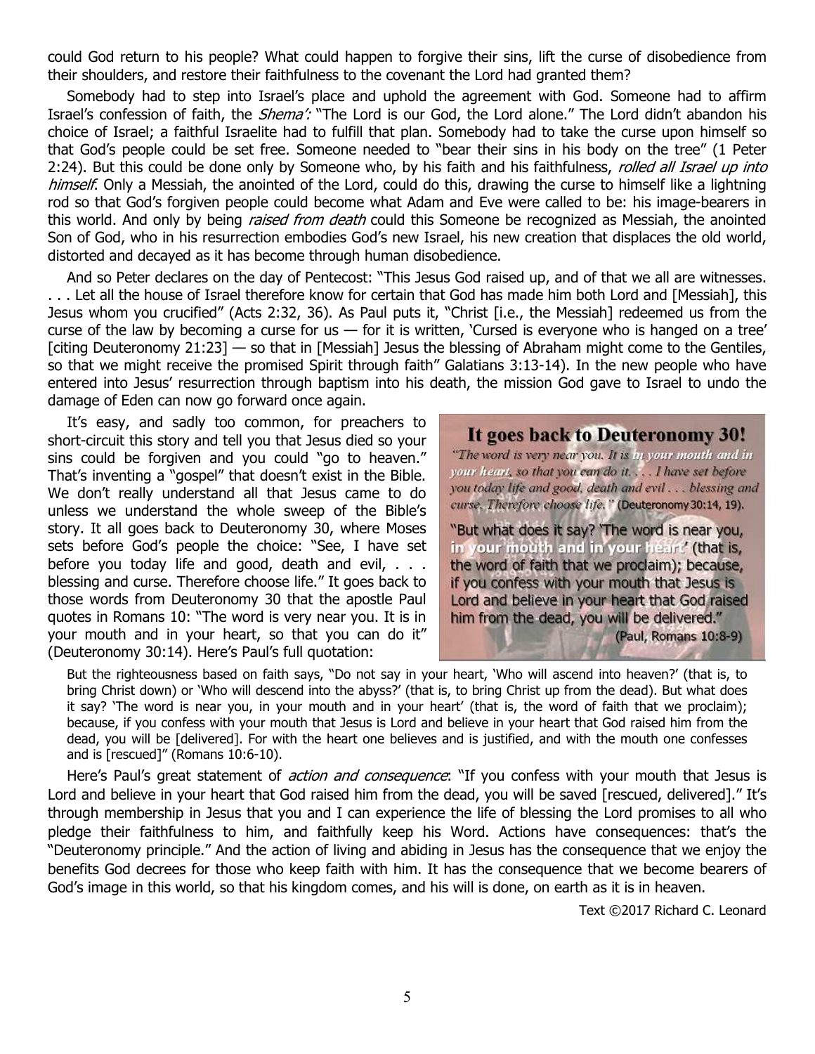could God return to his people? What could happen to forgive their sins, lift the curse of disobedience from their shoulders, and restore their faithfulness to the covenant the Lord had granted them?

Somebody had to step into Israel's place and uphold the agreement with God. Someone had to affirm Israel's confession of faith, the *Shema':* "The Lord is our God, the Lord alone." The Lord didn't abandon his choice of Israel; a faithful Israelite had to fulfill that plan. Somebody had to take the curse upon himself so that God's people could be set free. Someone needed to "bear their sins in his body on the tree" (1 Peter 2:24). But this could be done only by Someone who, by his faith and his faithfulness, *rolled all Israel up into himself*. Only a Messiah, the anointed of the Lord, could do this, drawing the curse to himself like a lightning rod so that God's forgiven people could become what Adam and Eve were called to be: his image-bearers in this world. And only by being *raised from death* could this Someone be recognized as Messiah, the anointed Son of God, who in his resurrection embodies God's new Israel, his new creation that displaces the old world, distorted and decayed as it has become through human disobedience.

And so Peter declares on the day of Pentecost: "This Jesus God raised up, and of that we all are witnesses. . . . Let all the house of Israel therefore know for certain that God has made him both Lord and [Messiah], this Jesus whom you crucified" (Acts 2:32, 36). As Paul puts it, "Christ [i.e., the Messiah] redeemed us from the curse of the law by becoming a curse for us — for it is written, 'Cursed is everyone who is hanged on a tree' [citing Deuteronomy 21:23] — so that in [Messiah] Jesus the blessing of Abraham might come to the Gentiles, so that we might receive the promised Spirit through faith" Galatians 3:13-14). In the new people who have entered into Jesus' resurrection through baptism into his death, the mission God gave to Israel to undo the damage of Eden can now go forward once again.

It's easy, and sadly too common, for preachers to short-circuit this story and tell you that Jesus died so your sins could be forgiven and you could "go to heaven." That's inventing a "gospel" that doesn't exist in the Bible. We don't really understand all that Jesus came to do unless we understand the whole sweep of the Bible's story. It all goes back to Deuteronomy 30, where Moses sets before God's people the choice: "See, I have set before you today life and good, death and evil, . . . blessing and curse. Therefore choose life." It goes back to those words from Deuteronomy 30 that the apostle Paul quotes in Romans 10: "The word is very near you. It is in your mouth and in your heart, so that you can do it" (Deuteronomy 30:14). Here's Paul's full quotation:

**It goes back to Deuteronomy 30!**

*"The word is very near you. It is in your mouth and in your heart, so that you can do it. . . . I have set before you today life and good, death and evil . . . blessing and curse. Therefore choose life."* (Deuteronomy 30:14, 19).

"But what does it say? 'The word is near you, in your mouth and in your heart' (that is, the word of faith that we proclaim); because, if you confess with your mouth that Jesus is Lord and believe in your heart that God raised him from the dead, you will be delivered." (Paul, Romans 10:8-9)

> But the righteousness based on faith says, "Do not say in your heart, 'Who will ascend into heaven?' (that is, to bring Christ down) or 'Who will descend into the abyss?' (that is, to bring Christ up from the dead). But what does it say? 'The word is near you, in your mouth and in your heart' (that is, the word of faith that we proclaim); because, if you confess with your mouth that Jesus is Lord and believe in your heart that God raised him from the dead, you will be [delivered]. For with the heart one believes and is justified, and with the mouth one confesses and is [rescued]" (Romans 10:6-10).

Here's Paul's great statement of *action and consequence*: "If you confess with your mouth that Jesus is Lord and believe in your heart that God raised him from the dead, you will be saved [rescued, delivered]." It's through membership in Jesus that you and I can experience the life of blessing the Lord promises to all who pledge their faithfulness to him, and faithfully keep his Word. Actions have consequences: that's the "Deuteronomy principle." And the action of living and abiding in Jesus has the consequence that we enjoy the benefits God decrees for those who keep faith with him. It has the consequence that we become bearers of God's image in this world, so that his kingdom comes, and his will is done, on earth as it is in heaven.

Text ©2017 Richard C. Leonard